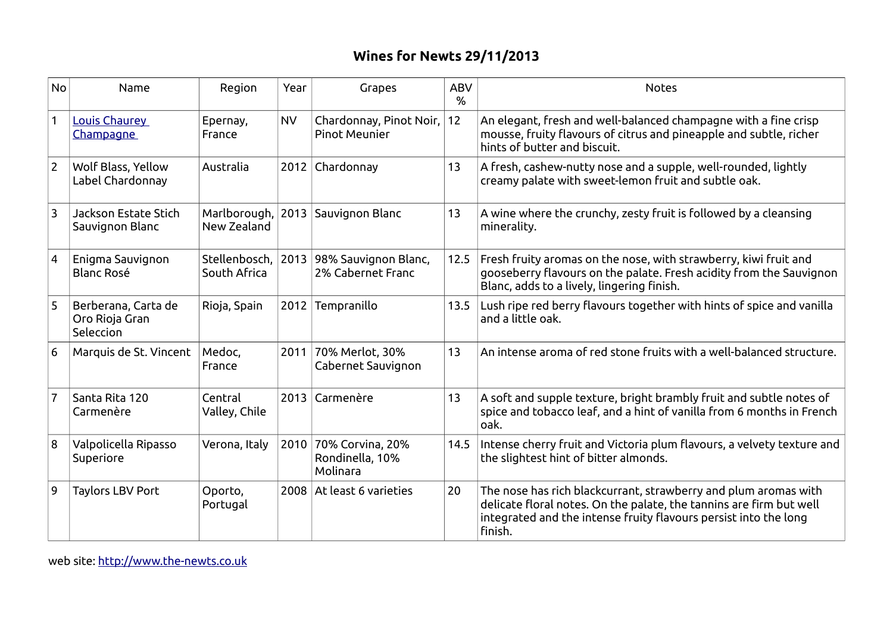# Wines for Newts 29/11/2013

| No | Name | Region | Year | Grapes | ABV % | Notes |
|---|---|---|---|---|---|---|
| 1 | [Louis Chaurey Champagne](#) | Epernay, France | NV | Chardonnay, Pinot Noir, Pinot Meunier | 12 | An elegant, fresh and well-balanced champagne with a fine crisp mousse, fruity flavours of citrus and pineapple and subtle, richer hints of butter and biscuit. |
| 2 | Wolf Blass, Yellow Label Chardonnay | Australia | 2012 | Chardonnay | 13 | A fresh, cashew-nutty nose and a supple, well-rounded, lightly creamy palate with sweet-lemon fruit and subtle oak. |
| 3 | Jackson Estate Stich Sauvignon Blanc | Marlborough, New Zealand | 2013 | Sauvignon Blanc | 13 | A wine where the crunchy, zesty fruit is followed by a cleansing minerality. |
| 4 | Enigma Sauvignon Blanc Rosé | Stellenbosch, South Africa | 2013 | 98% Sauvignon Blanc, 2% Cabernet Franc | 12.5 | Fresh fruity aromas on the nose, with strawberry, kiwi fruit and gooseberry flavours on the palate. Fresh acidity from the Sauvignon Blanc, adds to a lively, lingering finish. |
| 5 | Berberana, Carta de Oro Rioja Gran Seleccion | Rioja, Spain | 2012 | Tempranillo | 13.5 | Lush ripe red berry flavours together with hints of spice and vanilla and a little oak. |
| 6 | Marquis de St. Vincent | Medoc, France | 2011 | 70% Merlot, 30% Cabernet Sauvignon | 13 | An intense aroma of red stone fruits with a well-balanced structure. |
| 7 | Santa Rita 120 Carmenère | Central Valley, Chile | 2013 | Carmenère | 13 | A soft and supple texture, bright brambly fruit and subtle notes of spice and tobacco leaf, and a hint of vanilla from 6 months in French oak. |
| 8 | Valpolicella Ripasso Superiore | Verona, Italy | 2010 | 70% Corvina, 20% Rondinella, 10% Molinara | 14.5 | Intense cherry fruit and Victoria plum flavours, a velvety texture and the slightest hint of bitter almonds. |
| 9 | Taylors LBV Port | Oporto, Portugal | 2008 | At least 6 varieties | 20 | The nose has rich blackcurrant, strawberry and plum aromas with delicate floral notes. On the palate, the tannins are firm but well integrated and the intense fruity flavours persist into the long finish. |

web site: [http://www.the-newts.co.uk](http://www.the-newts.co.uk)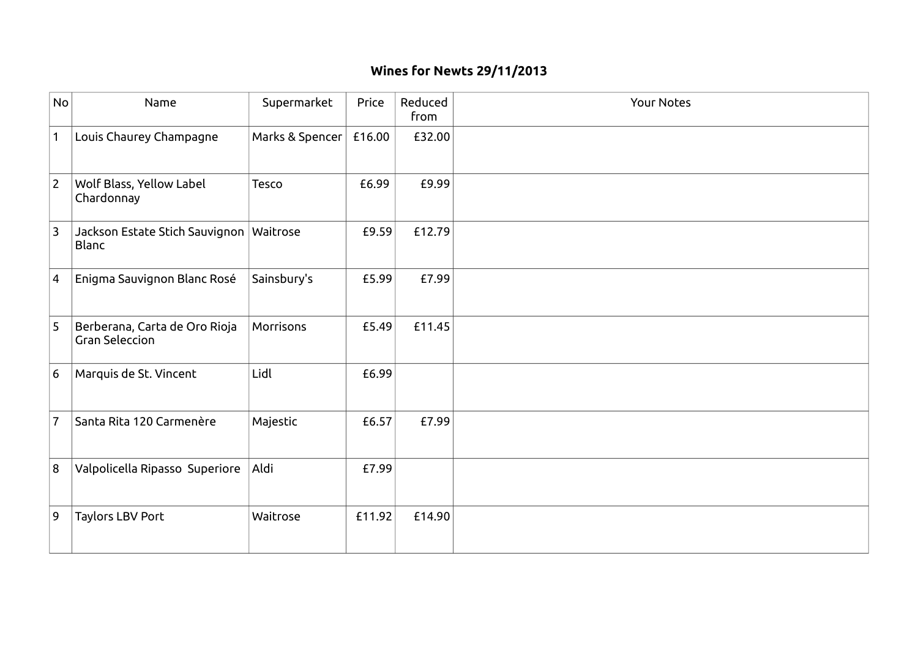# Wines for Newts 29/11/2013

| No | Name | Supermarket | Price | Reduced from | Your Notes |
|---|---|---|---|---|---|
| 1 | Louis Chaurey Champagne | Marks & Spencer | £16.00 | £32.00 | |
| 2 | Wolf Blass, Yellow Label Chardonnay | Tesco | £6.99 | £9.99 | |
| 3 | Jackson Estate Stich Sauvignon Blanc | Waitrose | £9.59 | £12.79 | |
| 4 | Enigma Sauvignon Blanc Rosé | Sainsbury's | £5.99 | £7.99 | |
| 5 | Berberana, Carta de Oro Rioja Gran Seleccion | Morrisons | £5.49 | £11.45 | |
| 6 | Marquis de St. Vincent | Lidl | £6.99 | | |
| 7 | Santa Rita 120 Carmenère | Majestic | £6.57 | £7.99 | |
| 8 | Valpolicella Ripasso Superiore | Aldi | £7.99 | | |
| 9 | Taylors LBV Port | Waitrose | £11.92 | £14.90 | |